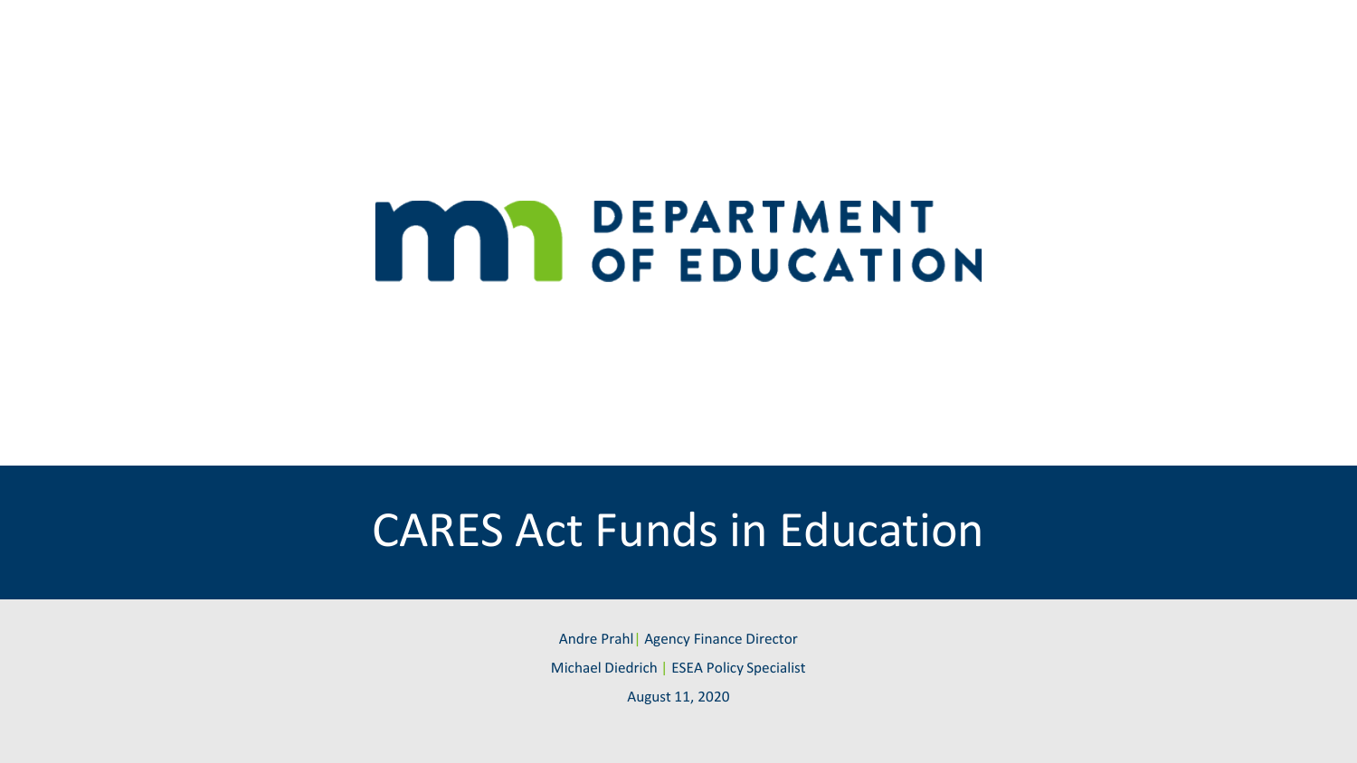MN DEPARTMENT OF EDUCATION

# CARES Act Funds in Education

Andre Prahl | Agency Finance Director

Michael Diedrich | ESEA Policy Specialist

August 11, 2020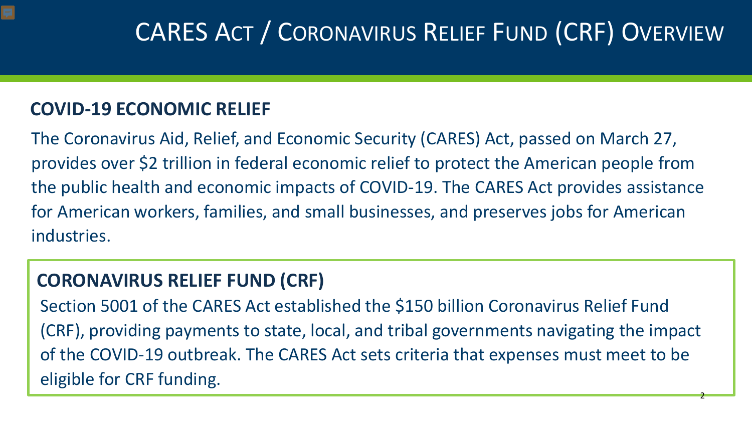# CARES Act / Coronavirus Relief Fund (CRF) Overview

## COVID-19 ECONOMIC RELIEF

The Coronavirus Aid, Relief, and Economic Security (CARES) Act, passed on March 27, provides over $2 trillion in federal economic relief to protect the American people from the public health and economic impacts of COVID-19. The CARES Act provides assistance for American workers, families, and small businesses, and preserves jobs for American industries.

## CORONAVIRUS RELIEF FUND (CRF)

Section 5001 of the CARES Act established the $150 billion Coronavirus Relief Fund (CRF), providing payments to state, local, and tribal governments navigating the impact of the COVID-19 outbreak. The CARES Act sets criteria that expenses must meet to be eligible for CRF funding.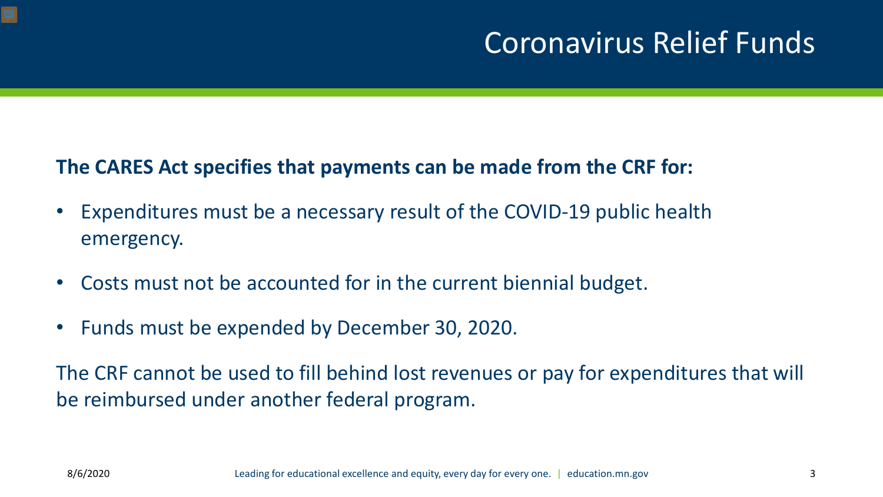# Coronavirus Relief Funds

**The CARES Act specifies that payments can be made from the CRF for:**

- Expenditures must be a necessary result of the COVID-19 public health emergency.
- Costs must not be accounted for in the current biennial budget.
- Funds must be expended by December 30, 2020.

The CRF cannot be used to fill behind lost revenues or pay for expenditures that will be reimbursed under another federal program.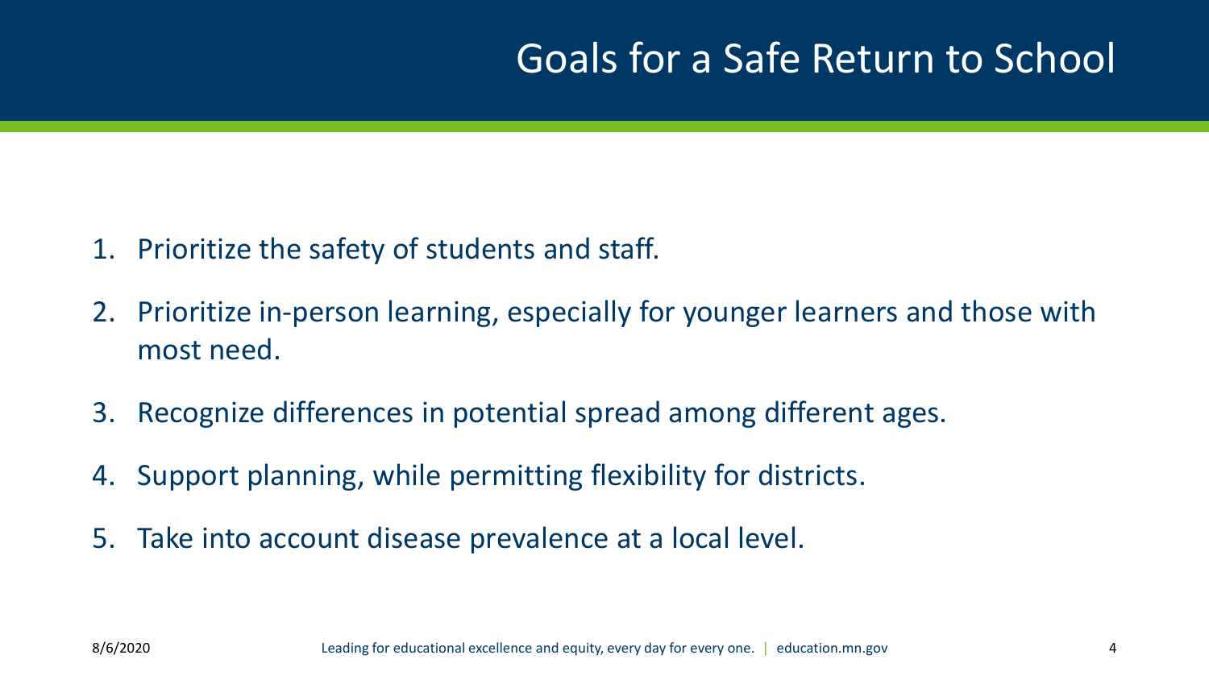# Goals for a Safe Return to School

1. Prioritize the safety of students and staff.
2. Prioritize in-person learning, especially for younger learners and those with most need.
3. Recognize differences in potential spread among different ages.
4. Support planning, while permitting flexibility for districts.
5. Take into account disease prevalence at a local level.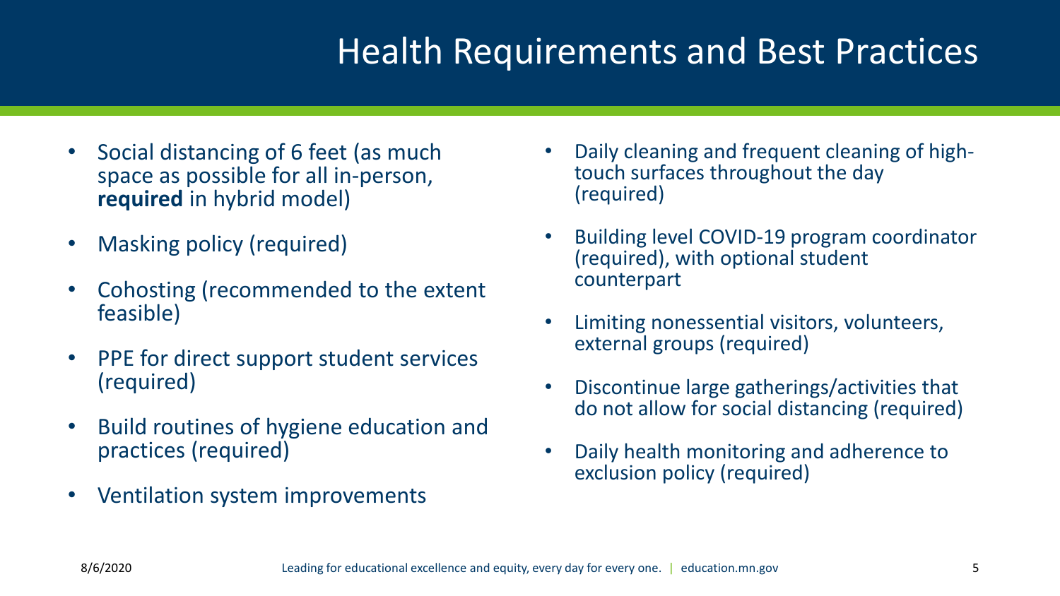# Health Requirements and Best Practices

- Social distancing of 6 feet (as much space as possible for all in-person, **required** in hybrid model)
- Masking policy (required)
- Cohosting (recommended to the extent feasible)
- PPE for direct support student services (required)
- Build routines of hygiene education and practices (required)
- Ventilation system improvements
- Daily cleaning and frequent cleaning of high-touch surfaces throughout the day (required)
- Building level COVID-19 program coordinator (required), with optional student counterpart
- Limiting nonessential visitors, volunteers, external groups (required)
- Discontinue large gatherings/activities that do not allow for social distancing (required)
- Daily health monitoring and adherence to exclusion policy (required)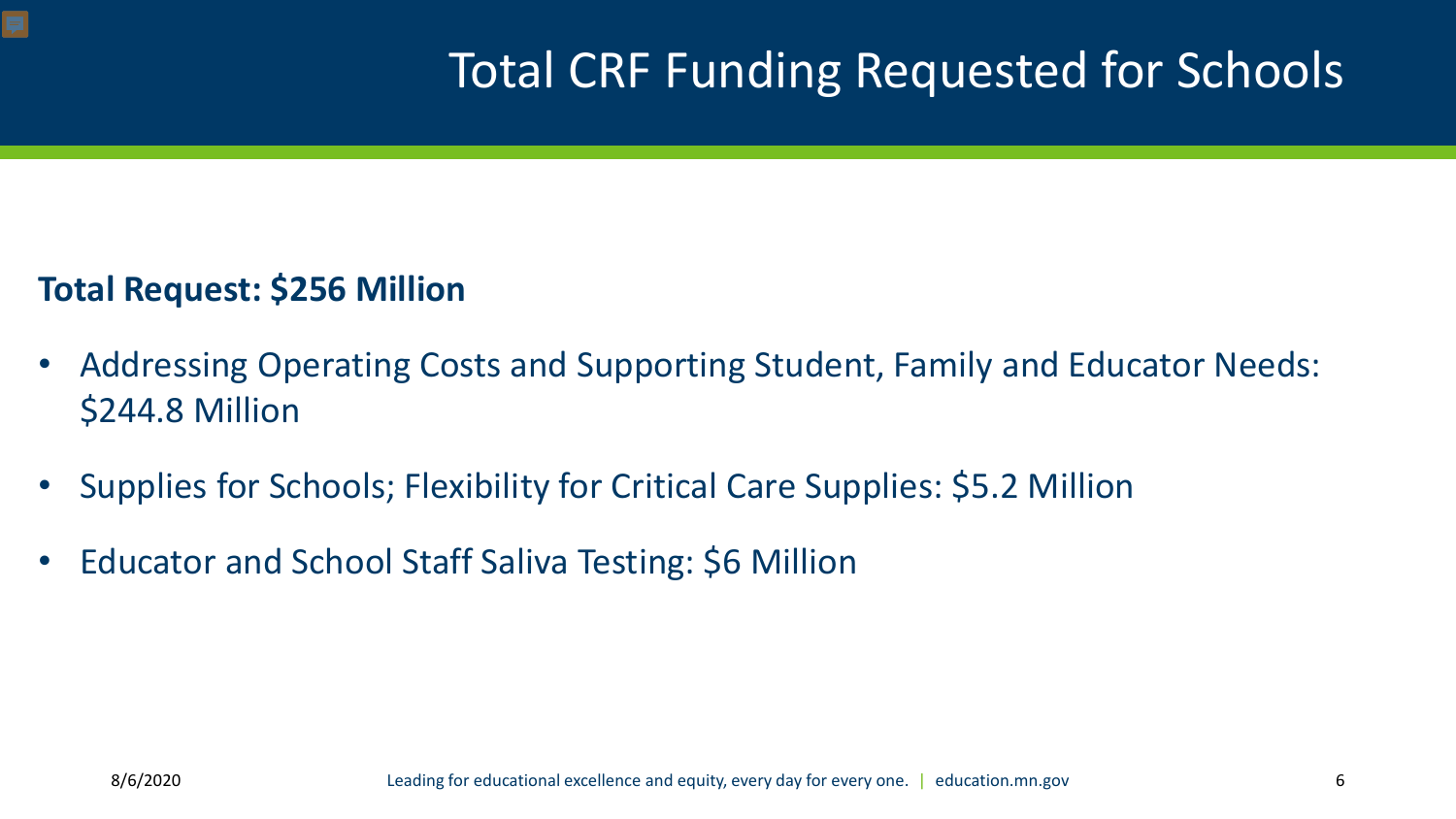# Total CRF Funding Requested for Schools

**Total Request: $256 Million**

- Addressing Operating Costs and Supporting Student, Family and Educator Needs: $244.8 Million
- Supplies for Schools; Flexibility for Critical Care Supplies: $5.2 Million
- Educator and School Staff Saliva Testing: $6 Million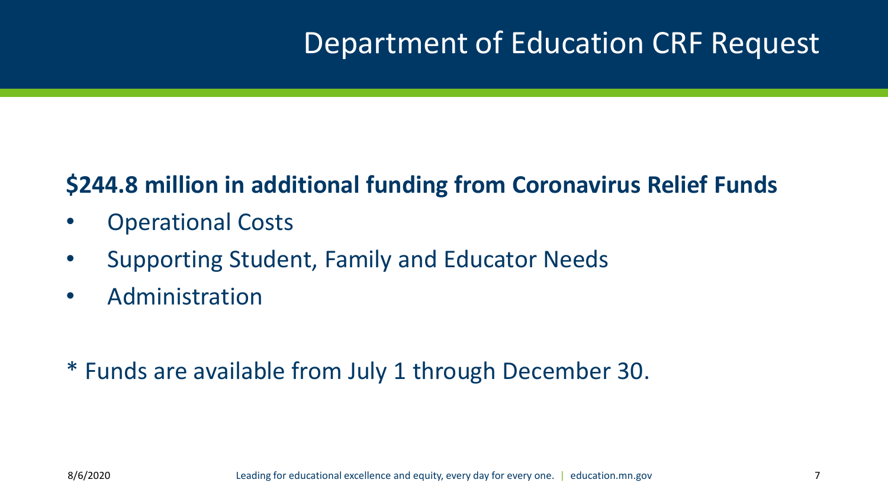# Department of Education CRF Request

**$244.8 million in additional funding from Coronavirus Relief Funds**

- Operational Costs
- Supporting Student, Family and Educator Needs
- Administration

* Funds are available from July 1 through December 30.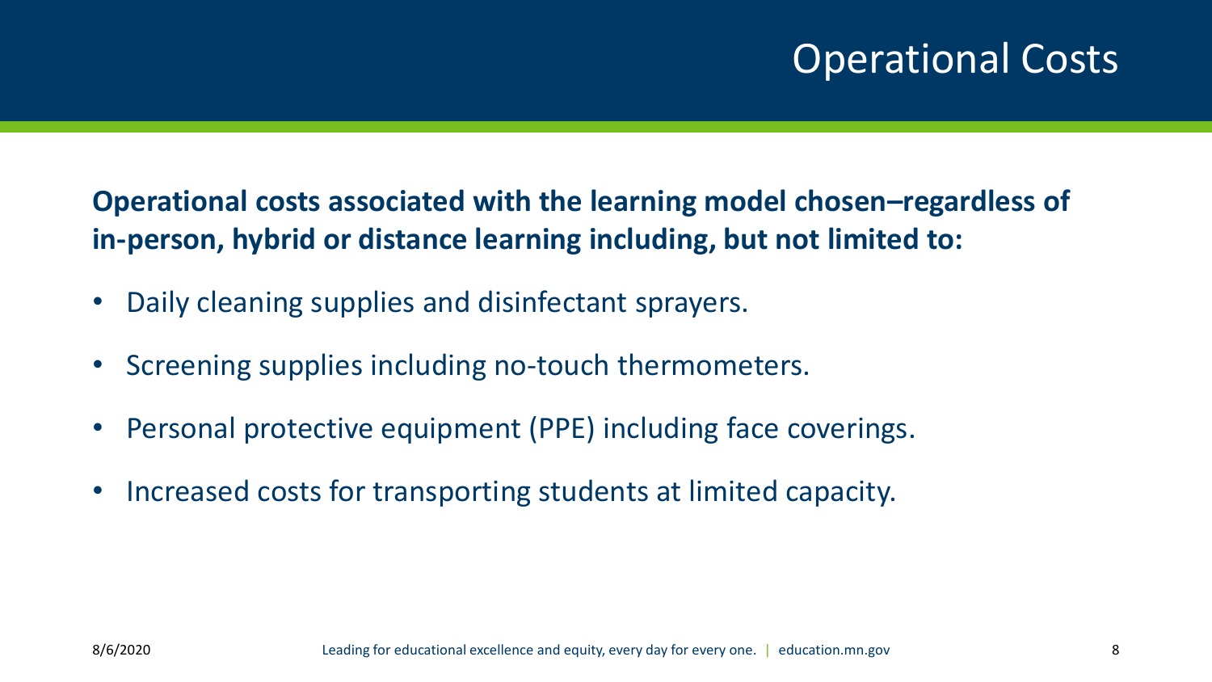# Operational Costs

**Operational costs associated with the learning model chosen–regardless of in-person, hybrid or distance learning including, but not limited to:**

- Daily cleaning supplies and disinfectant sprayers.
- Screening supplies including no-touch thermometers.
- Personal protective equipment (PPE) including face coverings.
- Increased costs for transporting students at limited capacity.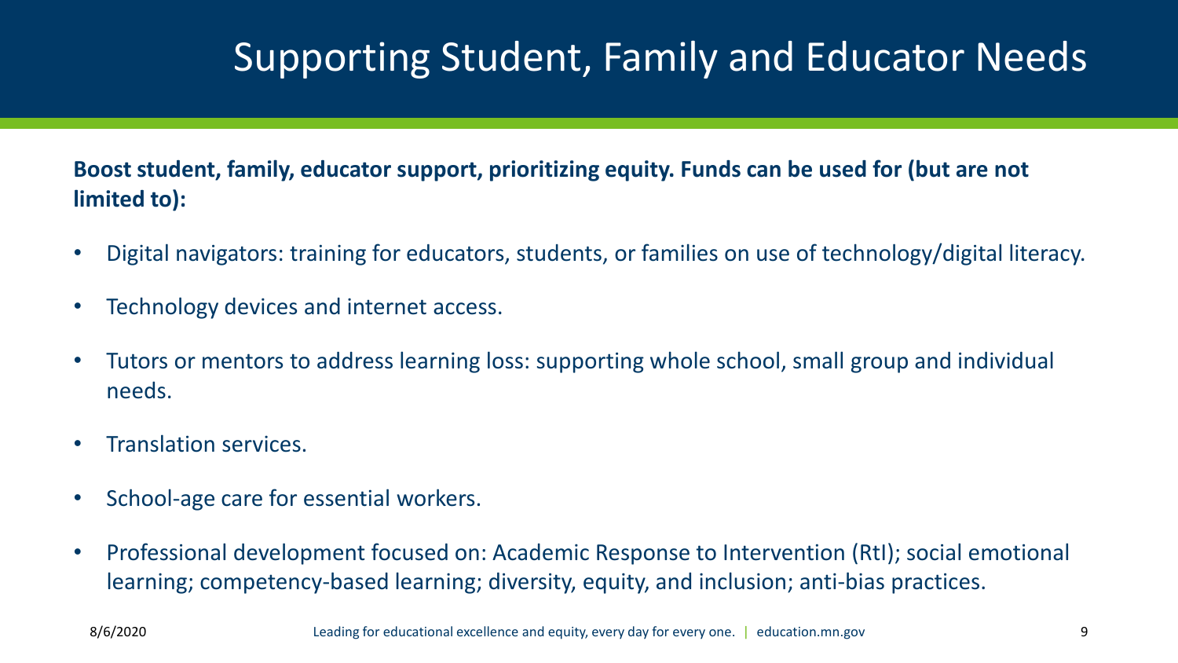# Supporting Student, Family and Educator Needs

**Boost student, family, educator support, prioritizing equity. Funds can be used for (but are not limited to):**

- Digital navigators: training for educators, students, or families on use of technology/digital literacy.
- Technology devices and internet access.
- Tutors or mentors to address learning loss: supporting whole school, small group and individual needs.
- Translation services.
- School-age care for essential workers.
- Professional development focused on: Academic Response to Intervention (RtI); social emotional learning; competency-based learning; diversity, equity, and inclusion; anti-bias practices.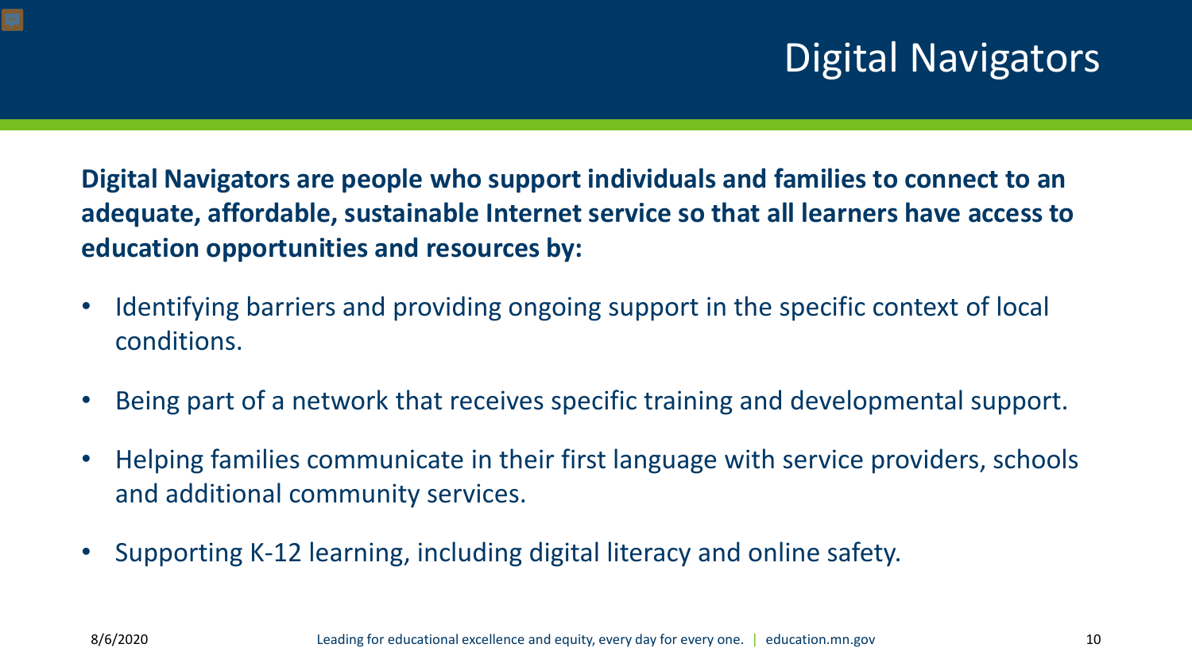# Digital Navigators

**Digital Navigators are people who support individuals and families to connect to an adequate, affordable, sustainable Internet service so that all learners have access to education opportunities and resources by:**

- Identifying barriers and providing ongoing support in the specific context of local conditions.
- Being part of a network that receives specific training and developmental support.
- Helping families communicate in their first language with service providers, schools and additional community services.
- Supporting K-12 learning, including digital literacy and online safety.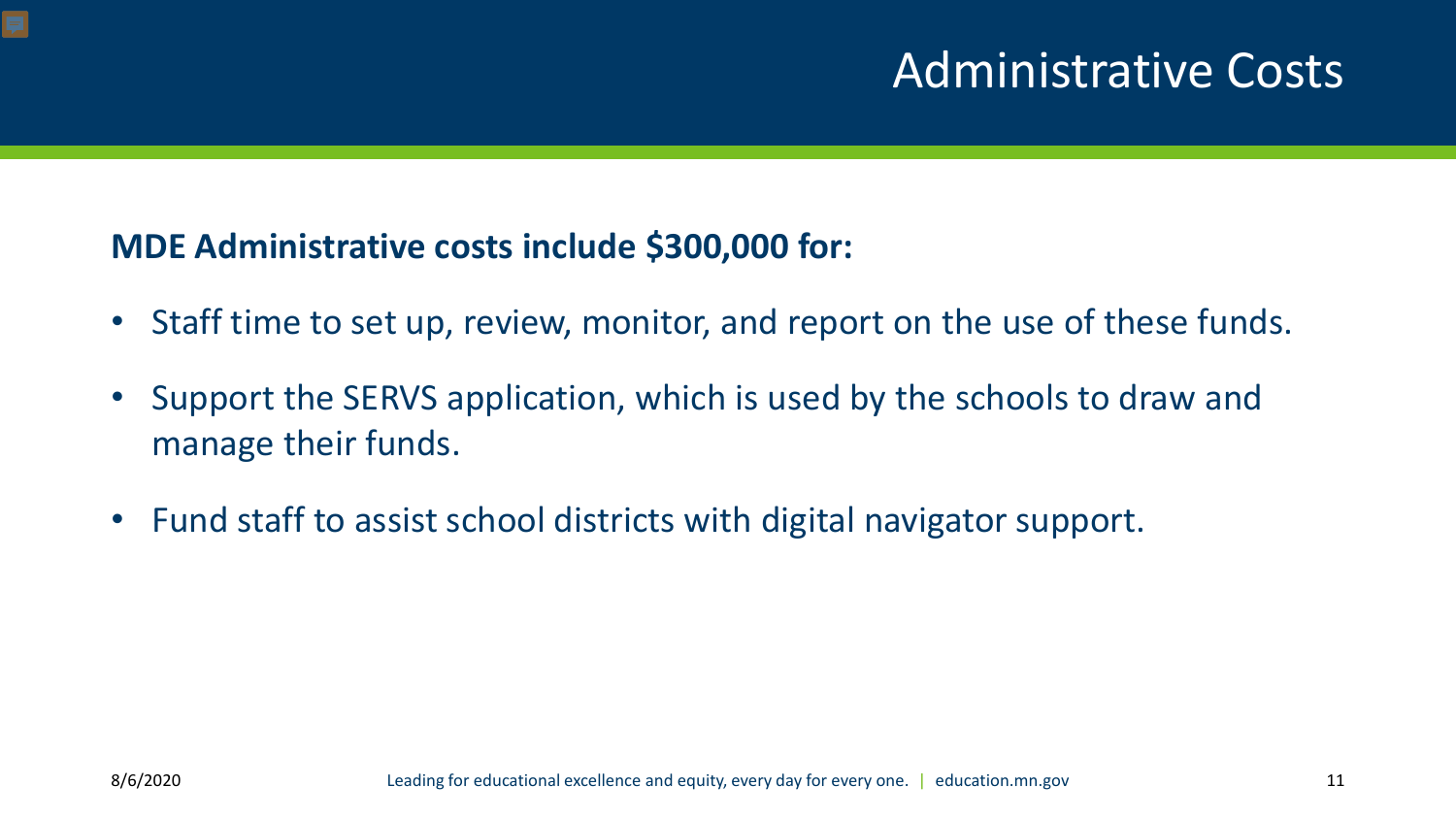# Administrative Costs

**MDE Administrative costs include $300,000 for:**

- Staff time to set up, review, monitor, and report on the use of these funds.
- Support the SERVS application, which is used by the schools to draw and manage their funds.
- Fund staff to assist school districts with digital navigator support.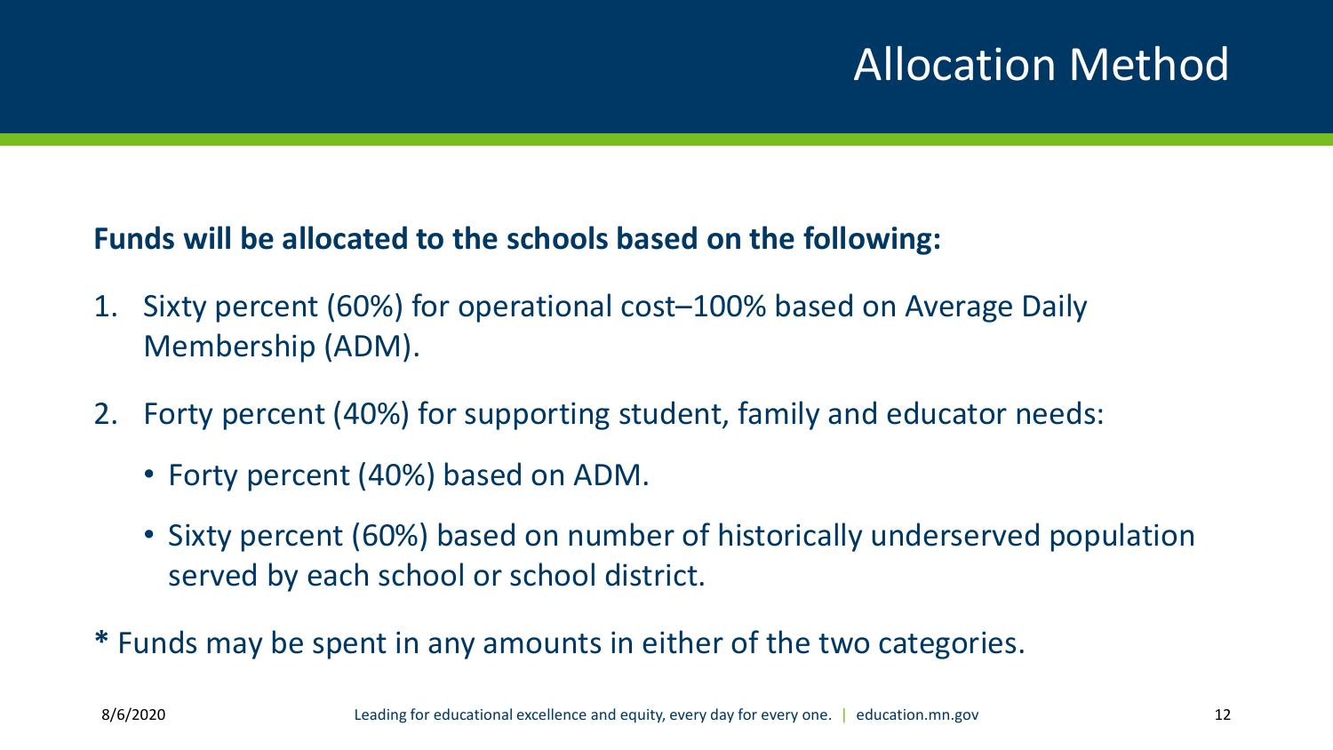# Allocation Method

**Funds will be allocated to the schools based on the following:**

1. Sixty percent (60%) for operational cost–100% based on Average Daily Membership (ADM).
2. Forty percent (40%) for supporting student, family and educator needs:
   - Forty percent (40%) based on ADM.
   - Sixty percent (60%) based on number of historically underserved population served by each school or school district.

**\*** Funds may be spent in any amounts in either of the two categories.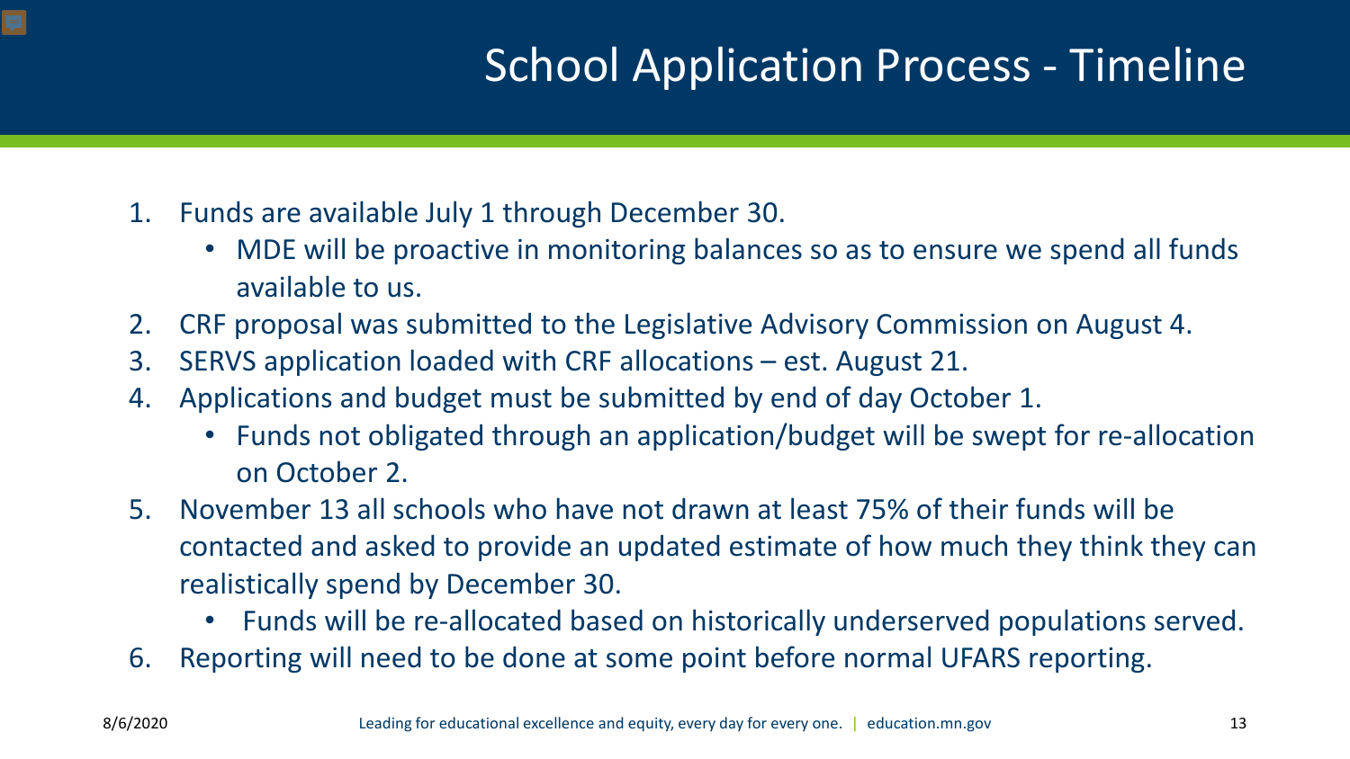# School Application Process - Timeline

1. Funds are available July 1 through December 30.
   - MDE will be proactive in monitoring balances so as to ensure we spend all funds available to us.
2. CRF proposal was submitted to the Legislative Advisory Commission on August 4.
3. SERVS application loaded with CRF allocations – est. August 21.
4. Applications and budget must be submitted by end of day October 1.
   - Funds not obligated through an application/budget will be swept for re-allocation on October 2.
5. November 13 all schools who have not drawn at least 75% of their funds will be contacted and asked to provide an updated estimate of how much they think they can realistically spend by December 30.
   - Funds will be re-allocated based on historically underserved populations served.
6. Reporting will need to be done at some point before normal UFARS reporting.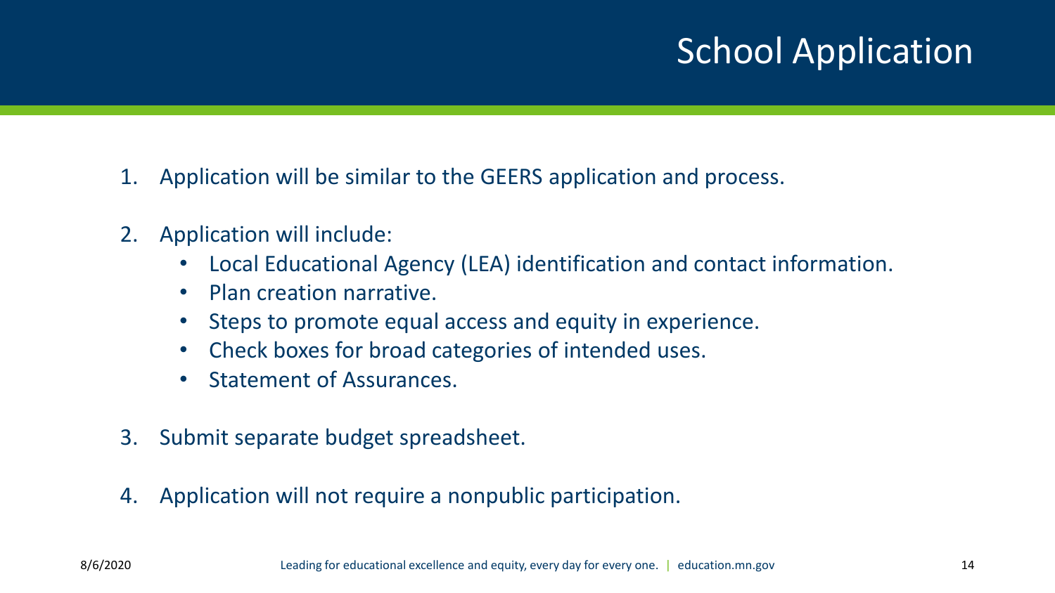# School Application

1. Application will be similar to the GEERS application and process.

2. Application will include:
   - Local Educational Agency (LEA) identification and contact information.
   - Plan creation narrative.
   - Steps to promote equal access and equity in experience.
   - Check boxes for broad categories of intended uses.
   - Statement of Assurances.

3. Submit separate budget spreadsheet.

4. Application will not require a nonpublic participation.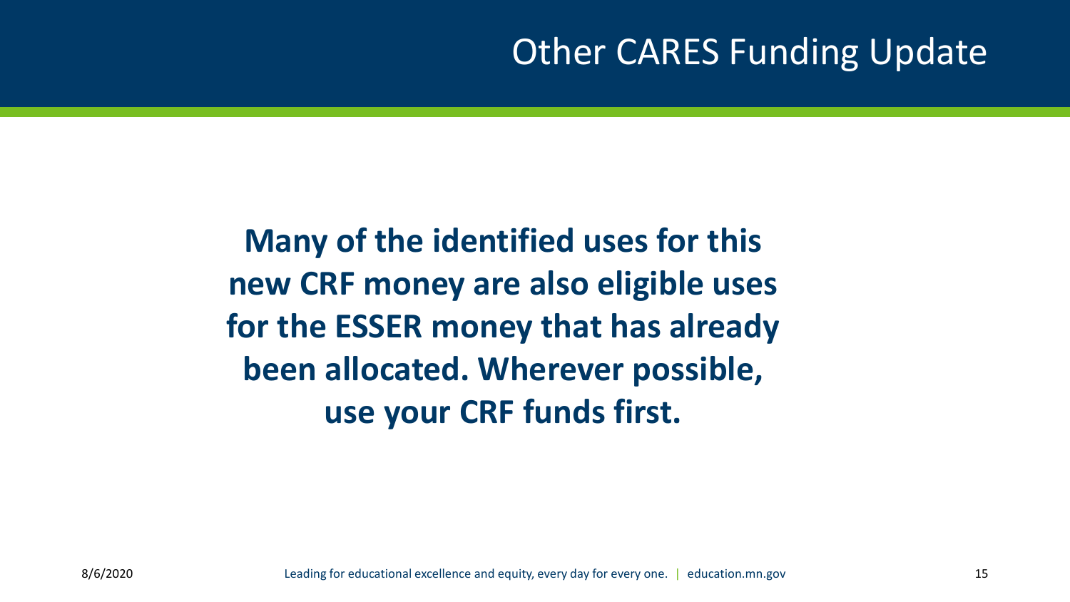# Other CARES Funding Update

**Many of the identified uses for this new CRF money are also eligible uses for the ESSER money that has already been allocated. Wherever possible, use your CRF funds first.**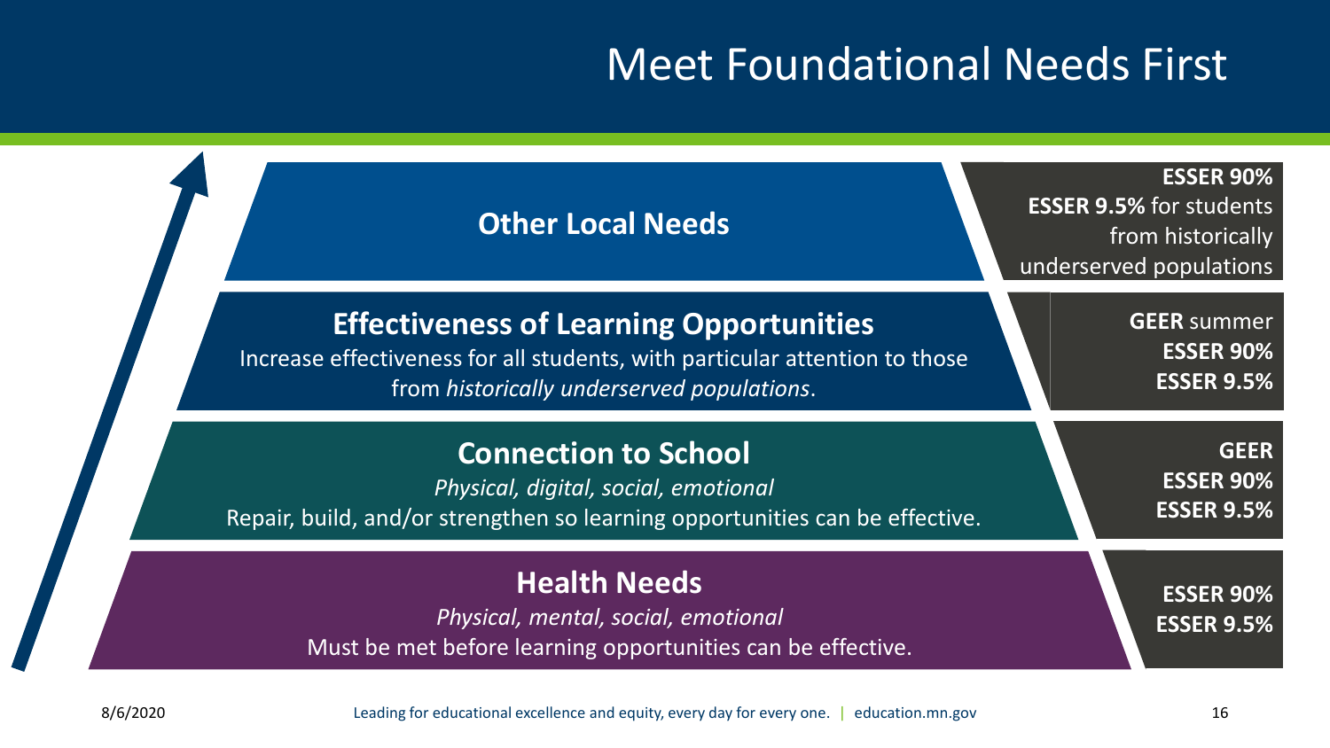# Meet Foundational Needs First

## Other Local Needs

**ESSER 90%**
**ESSER 9.5%** for students from historically underserved populations

## Effectiveness of Learning Opportunities

Increase effectiveness for all students, with particular attention to those from *historically underserved populations*.

**GEER** summer
**ESSER 90%**
**ESSER 9.5%**

## Connection to School

*Physical, digital, social, emotional*

Repair, build, and/or strengthen so learning opportunities can be effective.

**GEER**
**ESSER 90%**
**ESSER 9.5%**

## Health Needs

*Physical, mental, social, emotional*

Must be met before learning opportunities can be effective.

**ESSER 90%**
**ESSER 9.5%**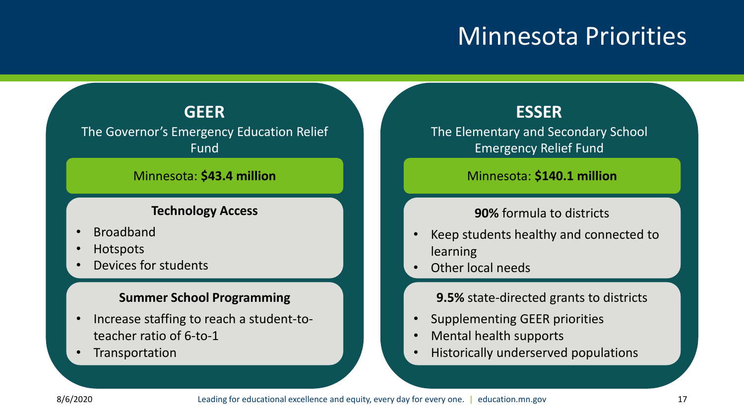# Minnesota Priorities

## GEER

The Governor's Emergency Education Relief Fund

Minnesota: **$43.4 million**

**Technology Access**

- Broadband
- Hotspots
- Devices for students

**Summer School Programming**

- Increase staffing to reach a student-to-teacher ratio of 6-to-1
- Transportation

## ESSER

The Elementary and Secondary School Emergency Relief Fund

Minnesota: **$140.1 million**

**90%** formula to districts

- Keep students healthy and connected to learning
- Other local needs

**9.5%** state-directed grants to districts

- Supplementing GEER priorities
- Mental health supports
- Historically underserved populations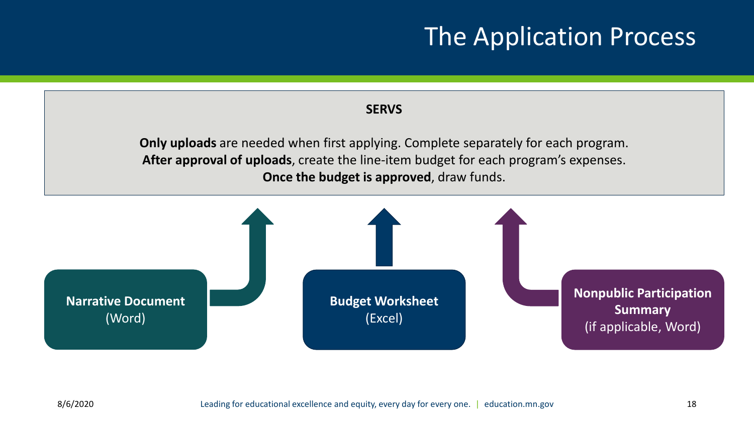# The Application Process

**SERVS**

**Only uploads** are needed when first applying. Complete separately for each program.
**After approval of uploads**, create the line-item budget for each program's expenses.
**Once the budget is approved**, draw funds.

**Narrative Document** (Word)

**Budget Worksheet** (Excel)

**Nonpublic Participation Summary** (if applicable, Word)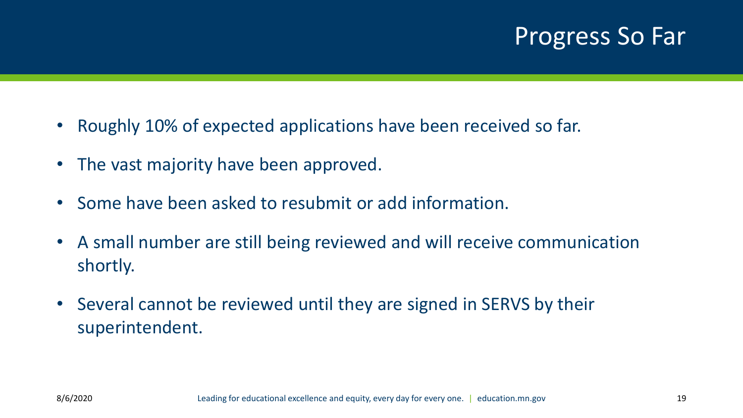# Progress So Far

- Roughly 10% of expected applications have been received so far.
- The vast majority have been approved.
- Some have been asked to resubmit or add information.
- A small number are still being reviewed and will receive communication shortly.
- Several cannot be reviewed until they are signed in SERVS by their superintendent.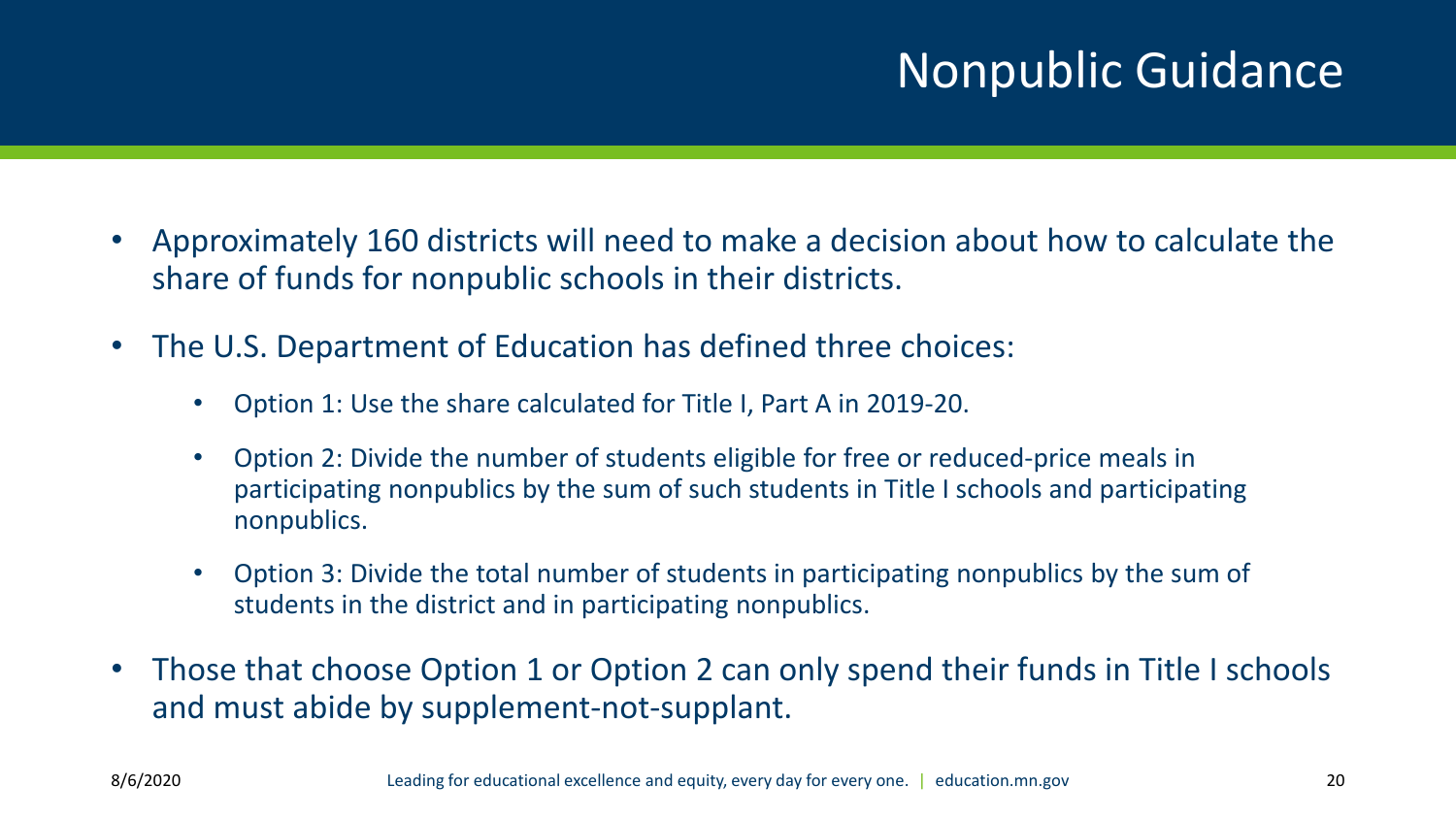# Nonpublic Guidance

- Approximately 160 districts will need to make a decision about how to calculate the share of funds for nonpublic schools in their districts.
- The U.S. Department of Education has defined three choices:
  - Option 1: Use the share calculated for Title I, Part A in 2019-20.
  - Option 2: Divide the number of students eligible for free or reduced-price meals in participating nonpublics by the sum of such students in Title I schools and participating nonpublics.
  - Option 3: Divide the total number of students in participating nonpublics by the sum of students in the district and in participating nonpublics.
- Those that choose Option 1 or Option 2 can only spend their funds in Title I schools and must abide by supplement-not-supplant.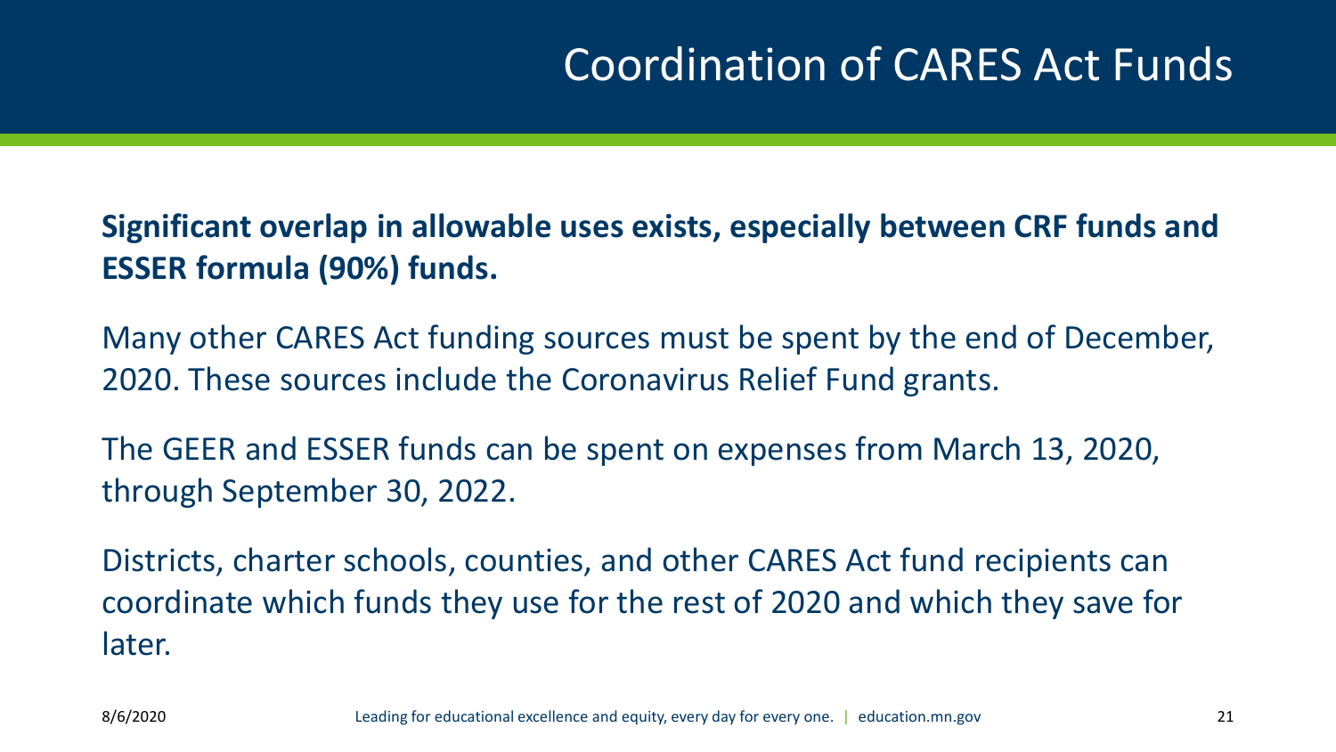# Coordination of CARES Act Funds

**Significant overlap in allowable uses exists, especially between CRF funds and ESSER formula (90%) funds.**

Many other CARES Act funding sources must be spent by the end of December, 2020. These sources include the Coronavirus Relief Fund grants.

The GEER and ESSER funds can be spent on expenses from March 13, 2020, through September 30, 2022.

Districts, charter schools, counties, and other CARES Act fund recipients can coordinate which funds they use for the rest of 2020 and which they save for later.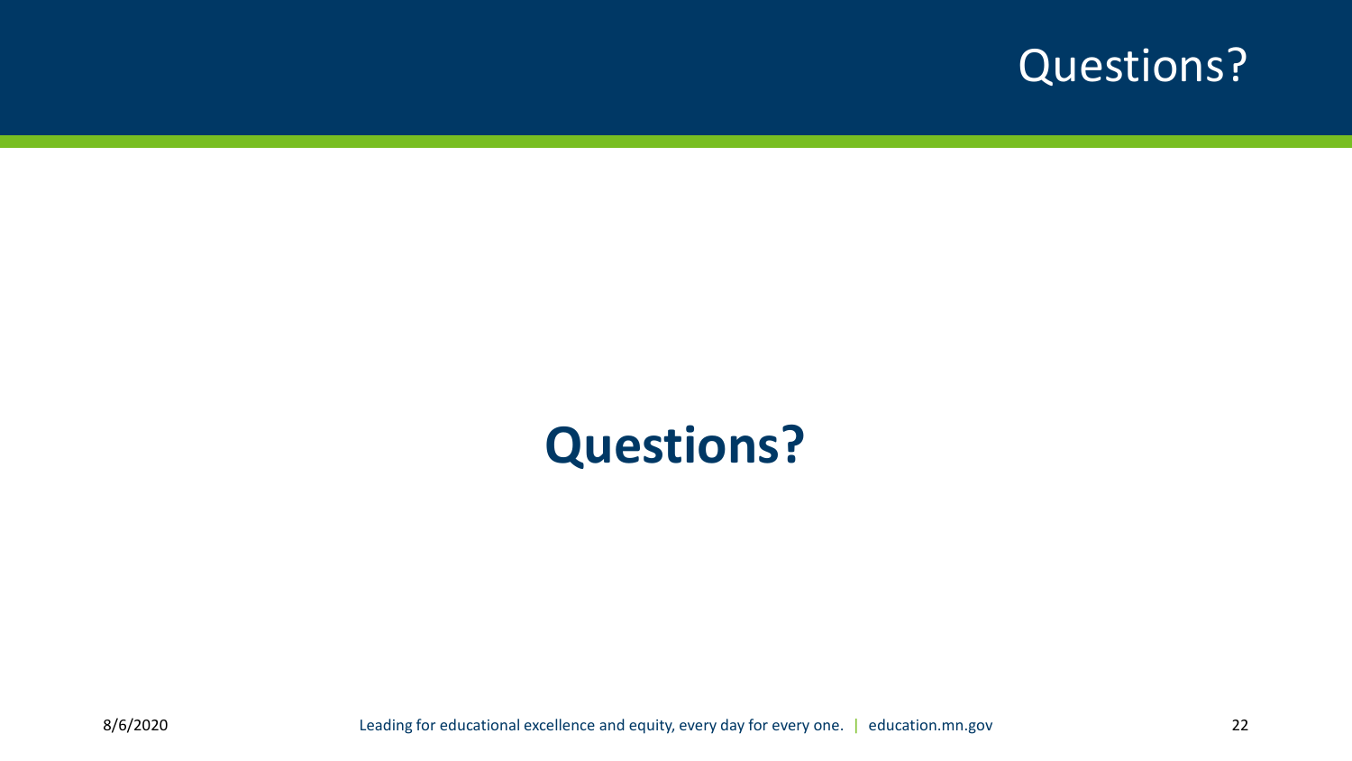# Questions?

**Questions?**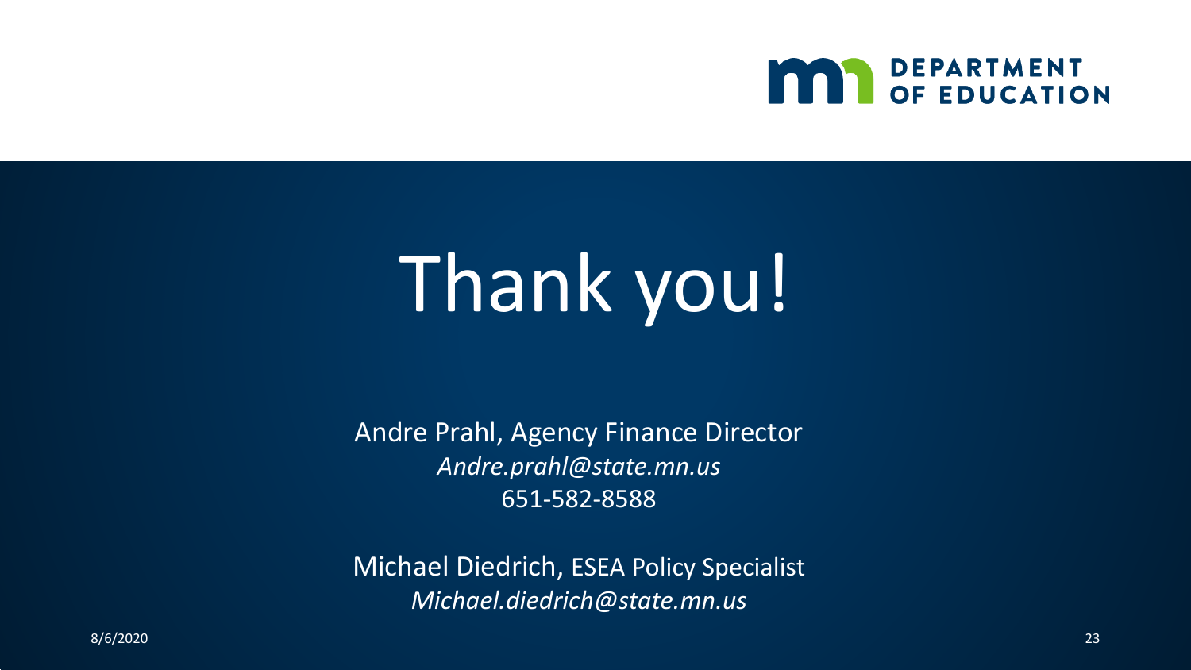# Thank you!

Andre Prahl, Agency Finance Director
*Andre.prahl@state.mn.us*
651-582-8588

Michael Diedrich, ESEA Policy Specialist
*Michael.diedrich@state.mn.us*